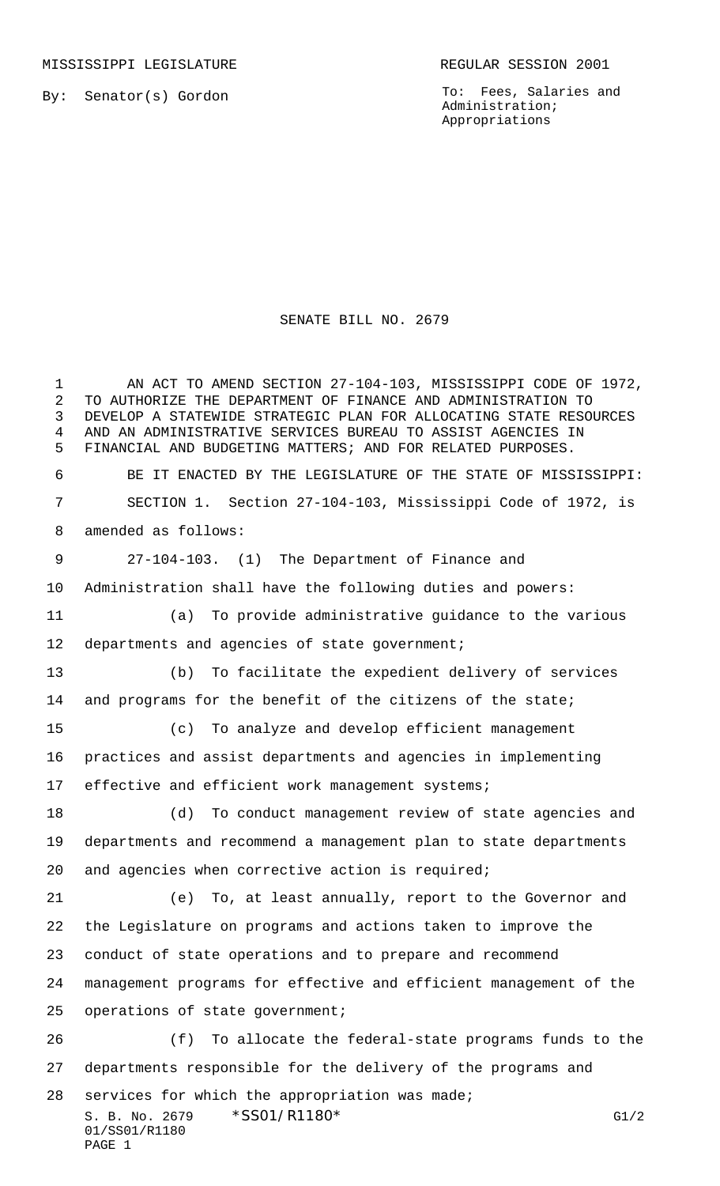MISSISSIPPI LEGISLATURE REGULAR SESSION 2001

By: Senator(s) Gordon

To: Fees, Salaries and Administration; Appropriations

# SENATE BILL NO. 2679

AN ACT TO AMEND SECTION 27-104-103, MISSISSIPPI CODE OF 1972, TO AUTHORIZE THE DEPARTMENT OF FINANCE AND ADMINISTRATION TO DEVELOP A STATEWIDE STRATEGIC PLAN FOR ALLOCATING STATE RESOURCES AND AN ADMINISTRATIVE SERVICES BUREAU TO ASSIST AGENCIES IN FINANCIAL AND BUDGETING MATTERS; AND FOR RELATED PURPOSES.

BE IT ENACTED BY THE LEGISLATURE OF THE STATE OF MISSISSIPPI:

SECTION 1. Section 27-104-103, Mississippi Code of 1972, is amended as follows:

27-104-103. (1) The Department of Finance and Administration shall have the following duties and powers:

(a) To provide administrative guidance to the various departments and agencies of state government;

(b) To facilitate the expedient delivery of services and programs for the benefit of the citizens of the state;

(c) To analyze and develop efficient management practices and assist departments and agencies in implementing effective and efficient work management systems;

(d) To conduct management review of state agencies and departments and recommend a management plan to state departments and agencies when corrective action is required;

(e) To, at least annually, report to the Governor and the Legislature on programs and actions taken to improve the conduct of state operations and to prepare and recommend management programs for effective and efficient management of the operations of state government;

(f) To allocate the federal-state programs funds to the departments responsible for the delivery of the programs and services for which the appropriation was made;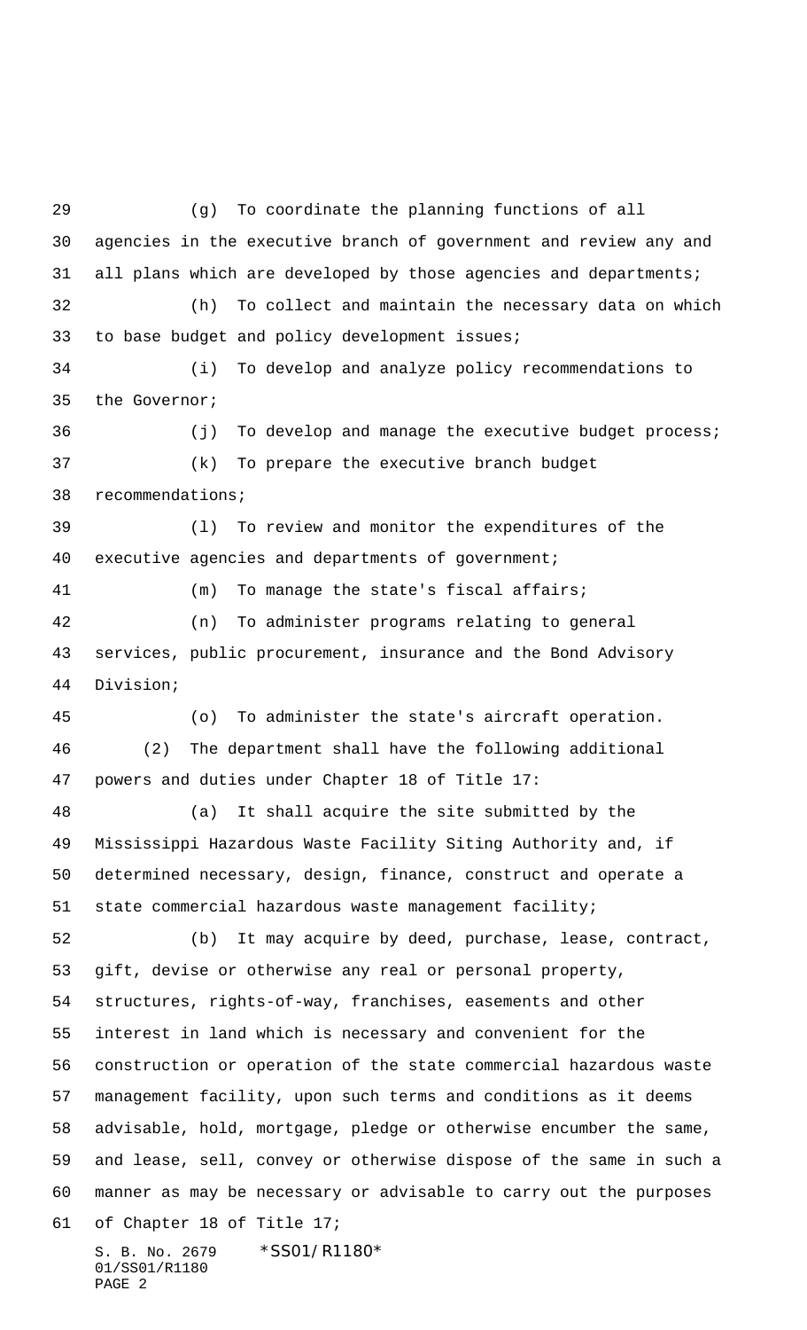(g) To coordinate the planning functions of all agencies in the executive branch of government and review any and all plans which are developed by those agencies and departments;

(h) To collect and maintain the necessary data on which to base budget and policy development issues;

(i) To develop and analyze policy recommendations to the Governor;

(j) To develop and manage the executive budget process;

(k) To prepare the executive branch budget recommendations;

(l) To review and monitor the expenditures of the executive agencies and departments of government;

(m) To manage the state's fiscal affairs;

(n) To administer programs relating to general services, public procurement, insurance and the Bond Advisory Division;

(o) To administer the state's aircraft operation.

(2) The department shall have the following additional powers and duties under Chapter 18 of Title 17:

(a) It shall acquire the site submitted by the Mississippi Hazardous Waste Facility Siting Authority and, if determined necessary, design, finance, construct and operate a state commercial hazardous waste management facility;

(b) It may acquire by deed, purchase, lease, contract, gift, devise or otherwise any real or personal property, structures, rights-of-way, franchises, easements and other interest in land which is necessary and convenient for the construction or operation of the state commercial hazardous waste management facility, upon such terms and conditions as it deems advisable, hold, mortgage, pledge or otherwise encumber the same, and lease, sell, convey or otherwise dispose of the same in such a manner as may be necessary or advisable to carry out the purposes of Chapter 18 of Title 17;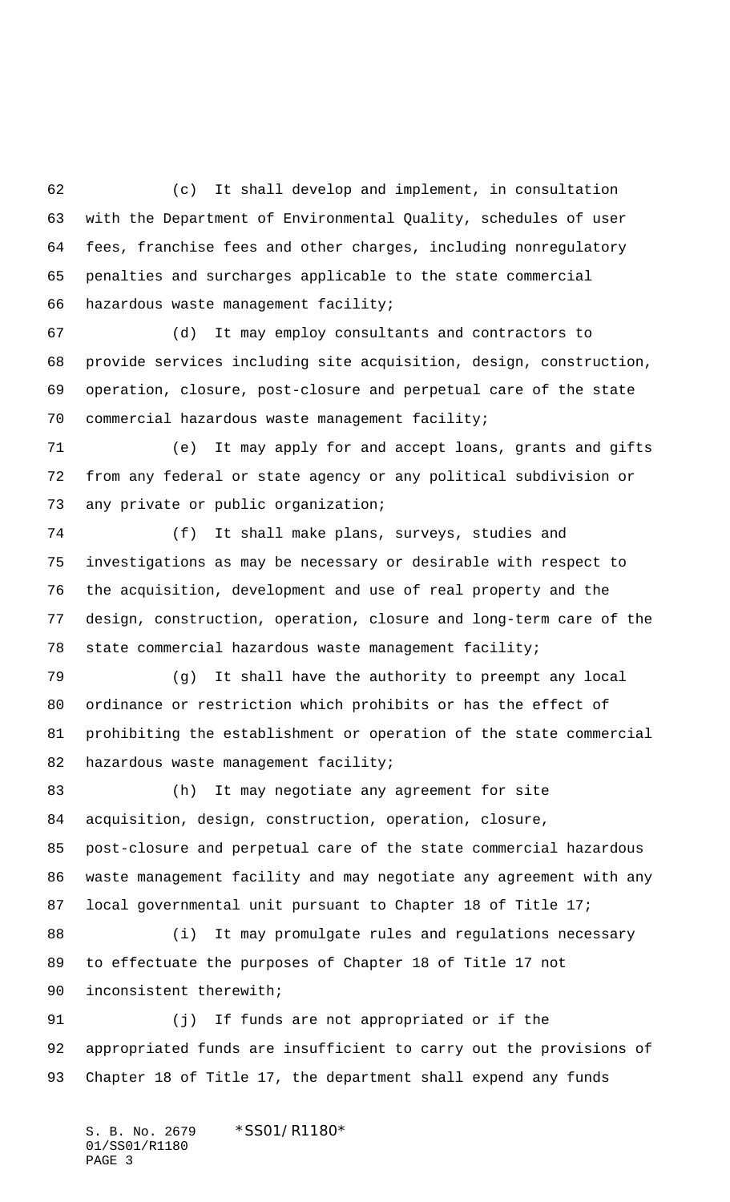(c) It shall develop and implement, in consultation with the Department of Environmental Quality, schedules of user fees, franchise fees and other charges, including nonregulatory penalties and surcharges applicable to the state commercial hazardous waste management facility;

(d) It may employ consultants and contractors to provide services including site acquisition, design, construction, operation, closure, post-closure and perpetual care of the state commercial hazardous waste management facility;

(e) It may apply for and accept loans, grants and gifts from any federal or state agency or any political subdivision or any private or public organization;

(f) It shall make plans, surveys, studies and investigations as may be necessary or desirable with respect to the acquisition, development and use of real property and the design, construction, operation, closure and long-term care of the state commercial hazardous waste management facility;

(g) It shall have the authority to preempt any local ordinance or restriction which prohibits or has the effect of prohibiting the establishment or operation of the state commercial hazardous waste management facility;

(h) It may negotiate any agreement for site acquisition, design, construction, operation, closure, post-closure and perpetual care of the state commercial hazardous waste management facility and may negotiate any agreement with any local governmental unit pursuant to Chapter 18 of Title 17;

(i) It may promulgate rules and regulations necessary to effectuate the purposes of Chapter 18 of Title 17 not inconsistent therewith;

(j) If funds are not appropriated or if the appropriated funds are insufficient to carry out the provisions of Chapter 18 of Title 17, the department shall expend any funds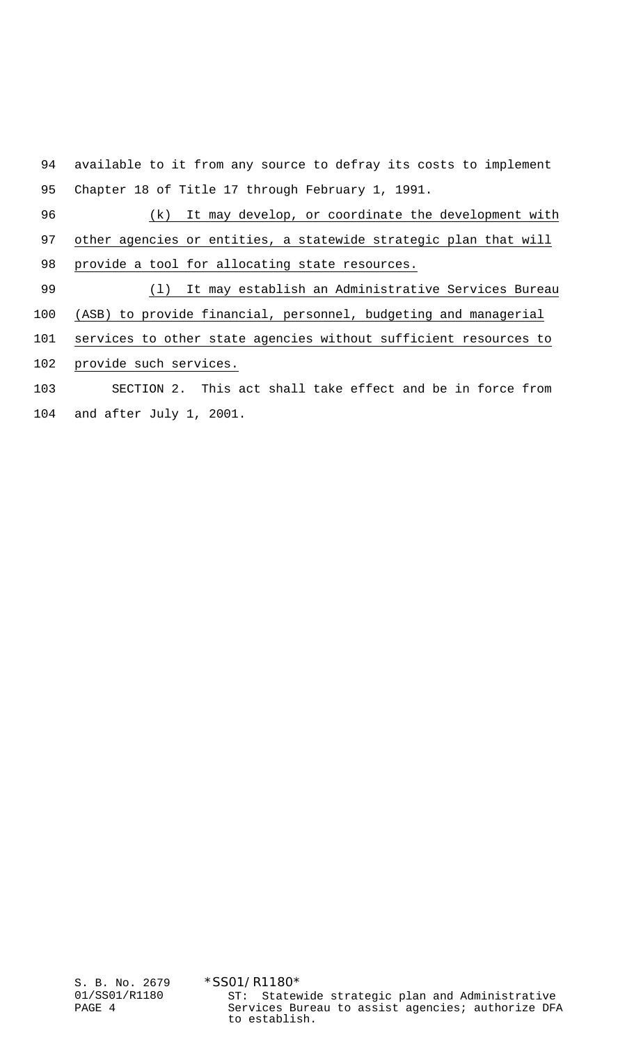available to it from any source to defray its costs to implement Chapter 18 of Title 17 through February 1, 1991.

(k) It may develop, or coordinate the development with other agencies or entities, a statewide strategic plan that will provide a tool for allocating state resources.

(l) It may establish an Administrative Services Bureau (ASB) to provide financial, personnel, budgeting and managerial services to other state agencies without sufficient resources to provide such services.

SECTION 2. This act shall take effect and be in force from and after July 1, 2001.

ST: Statewide strategic plan and Administrative Services Bureau to assist agencies; authorize DFA to establish.